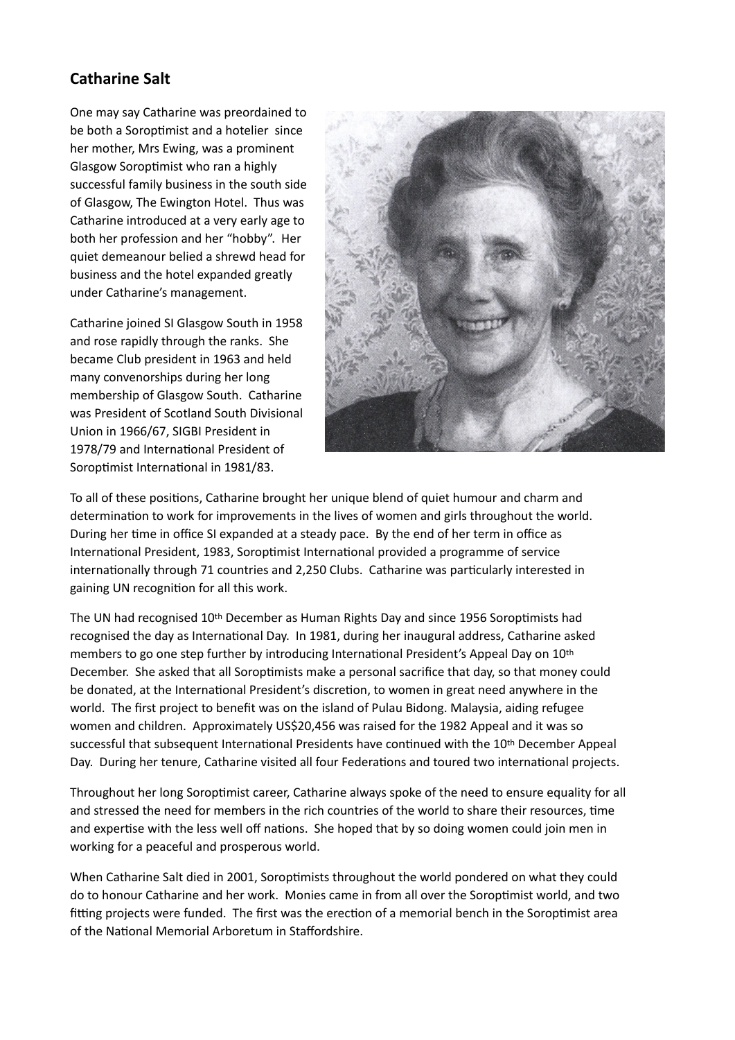## Catharine Salt

One may say Catharine was preordained to be both a Soroptimist and a hotelier since her mother, Mrs Ewing, was a prominent Glasgow Soroptimist who ran a highly successful family business in the south side of Glasgow, The Ewington Hotel. Thus was Catharine introduced at a very early age to both her profession and her "hobby". Her quiet demeanour belied a shrewd head for business and the hotel expanded greatly under Catharine's management.

Catharine joined SI Glasgow South in 1958 and rose rapidly through the ranks. She became Club president in 1963 and held many convenorships during her long membership of Glasgow South. Catharine was President of Scotland South Divisional Union in 1966/67, SIGBI President in 1978/79 and International President of Soroptimist International in 1981/83.

To all of these positions, Catharine brought her unique blend of quiet humour and charm and determination to work for improvements in the lives of women and girls throughout the world. During her time in office SI expanded at a steady pace. By the end of her term in office as International President, 1983, Soroptimist International provided a programme of service internationally through 71 countries and 2,250 Clubs. Catharine was particularly interested in gaining UN recognition for all this work.

The UN had recognised 10th December as Human Rights Day and since 1956 Soroptimists had recognised the day as International Day. In 1981, during her inaugural address, Catharine asked members to go one step further by introducing International President's Appeal Day on 10th December. She asked that all Soroptimists make a personal sacrifice that day, so that money could be donated, at the International President's discretion, to women in great need anywhere in the world. The first project to benefit was on the island of Pulau Bidong. Malaysia, aiding refugee women and children. Approximately US$20,456 was raised for the 1982 Appeal and it was so successful that subsequent International Presidents have continued with the 10th December Appeal Day. During her tenure, Catharine visited all four Federations and toured two international projects.

Throughout her long Soroptimist career, Catharine always spoke of the need to ensure equality for all and stressed the need for members in the rich countries of the world to share their resources, time and expertise with the less well off nations. She hoped that by so doing women could join men in working for a peaceful and prosperous world.

When Catharine Salt died in 2001, Soroptimists throughout the world pondered on what they could do to honour Catharine and her work. Monies came in from all over the Soroptimist world, and two fitting projects were funded. The first was the erection of a memorial bench in the Soroptimist area of the National Memorial Arboretum in Staffordshire.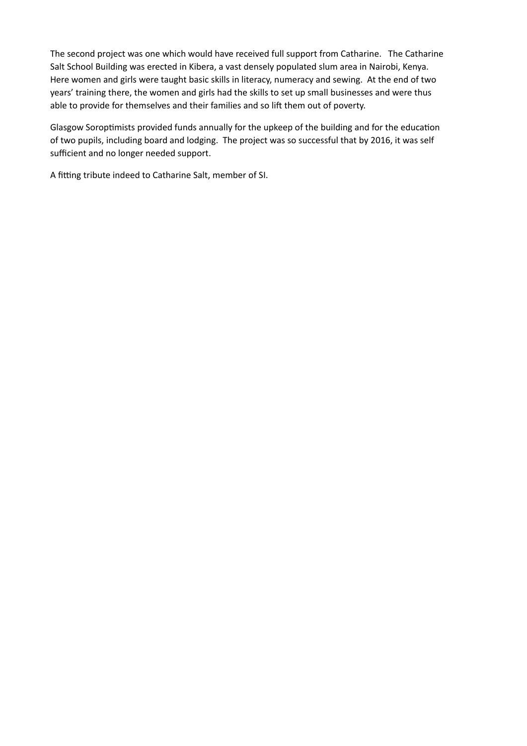The second project was one which would have received full support from Catharine.   The Catharine Salt School Building was erected in Kibera, a vast densely populated slum area in Nairobi, Kenya.  Here women and girls were taught basic skills in literacy, numeracy and sewing.  At the end of two years' training there, the women and girls had the skills to set up small businesses and were thus able to provide for themselves and their families and so lift them out of poverty.

Glasgow Soroptimists provided funds annually for the upkeep of the building and for the education of two pupils, including board and lodging.  The project was so successful that by 2016, it was self sufficient and no longer needed support.

A fitting tribute indeed to Catharine Salt, member of SI.